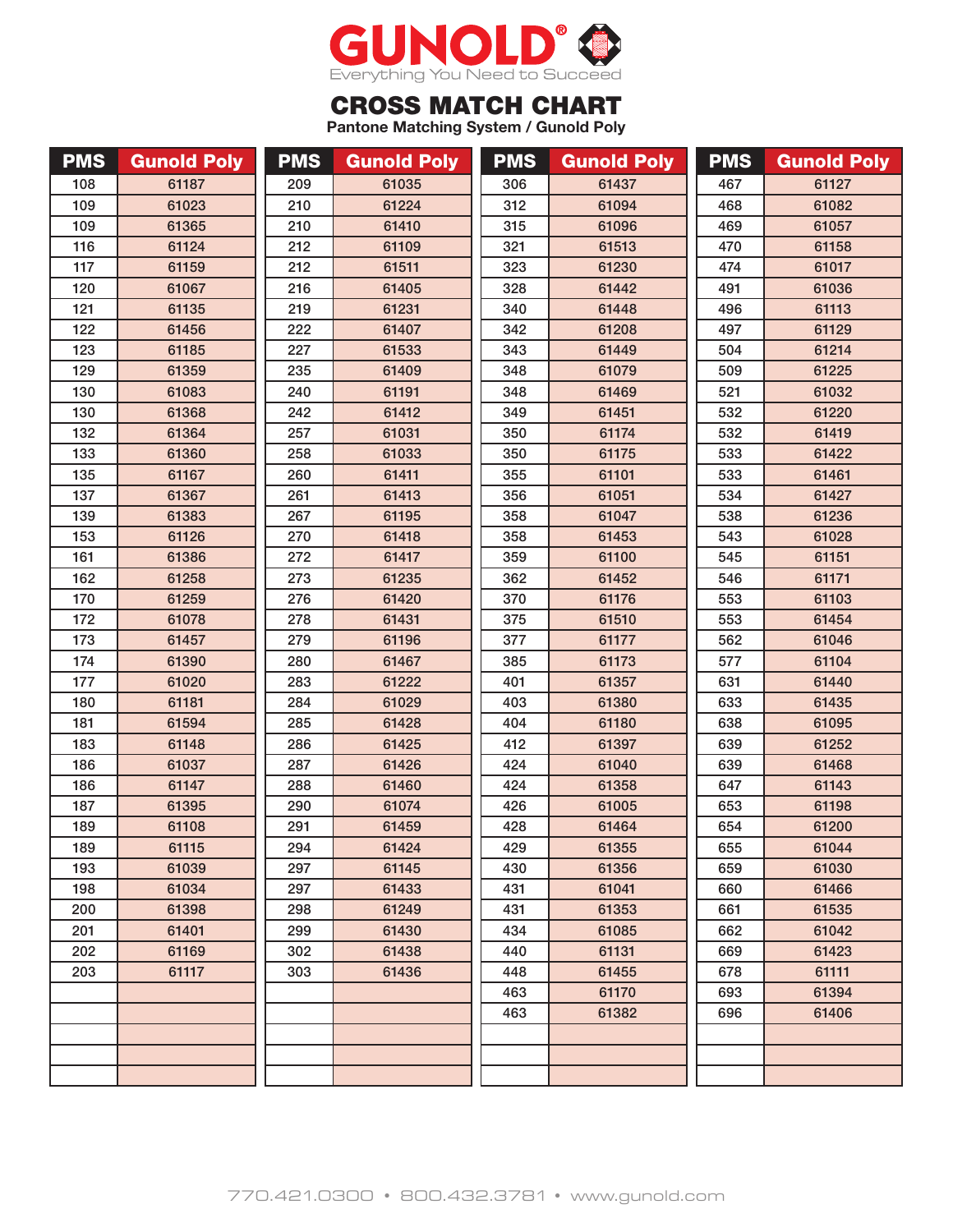# GUNOLD®

Everything You Need to Succeed

## CROSS MATCH CHART

Pantone Matching System / Gunold Poly

| PMS | Gunold Poly | PMS | Gunold Poly | PMS | Gunold Poly | PMS | Gunold Poly |
|---|---|---|---|---|---|---|---|
| 108 | 61187 | 209 | 61035 | 306 | 61437 | 467 | 61127 |
| 109 | 61023 | 210 | 61224 | 312 | 61094 | 468 | 61082 |
| 109 | 61365 | 210 | 61410 | 315 | 61096 | 469 | 61057 |
| 116 | 61124 | 212 | 61109 | 321 | 61513 | 470 | 61158 |
| 117 | 61159 | 212 | 61511 | 323 | 61230 | 474 | 61017 |
| 120 | 61067 | 216 | 61405 | 328 | 61442 | 491 | 61036 |
| 121 | 61135 | 219 | 61231 | 340 | 61448 | 496 | 61113 |
| 122 | 61456 | 222 | 61407 | 342 | 61208 | 497 | 61129 |
| 123 | 61185 | 227 | 61533 | 343 | 61449 | 504 | 61214 |
| 129 | 61359 | 235 | 61409 | 348 | 61079 | 509 | 61225 |
| 130 | 61083 | 240 | 61191 | 348 | 61469 | 521 | 61032 |
| 130 | 61368 | 242 | 61412 | 349 | 61451 | 532 | 61220 |
| 132 | 61364 | 257 | 61031 | 350 | 61174 | 532 | 61419 |
| 133 | 61360 | 258 | 61033 | 350 | 61175 | 533 | 61422 |
| 135 | 61167 | 260 | 61411 | 355 | 61101 | 533 | 61461 |
| 137 | 61367 | 261 | 61413 | 356 | 61051 | 534 | 61427 |
| 139 | 61383 | 267 | 61195 | 358 | 61047 | 538 | 61236 |
| 153 | 61126 | 270 | 61418 | 358 | 61453 | 543 | 61028 |
| 161 | 61386 | 272 | 61417 | 359 | 61100 | 545 | 61151 |
| 162 | 61258 | 273 | 61235 | 362 | 61452 | 546 | 61171 |
| 170 | 61259 | 276 | 61420 | 370 | 61176 | 553 | 61103 |
| 172 | 61078 | 278 | 61431 | 375 | 61510 | 553 | 61454 |
| 173 | 61457 | 279 | 61196 | 377 | 61177 | 562 | 61046 |
| 174 | 61390 | 280 | 61467 | 385 | 61173 | 577 | 61104 |
| 177 | 61020 | 283 | 61222 | 401 | 61357 | 631 | 61440 |
| 180 | 61181 | 284 | 61029 | 403 | 61380 | 633 | 61435 |
| 181 | 61594 | 285 | 61428 | 404 | 61180 | 638 | 61095 |
| 183 | 61148 | 286 | 61425 | 412 | 61397 | 639 | 61252 |
| 186 | 61037 | 287 | 61426 | 424 | 61040 | 639 | 61468 |
| 186 | 61147 | 288 | 61460 | 424 | 61358 | 647 | 61143 |
| 187 | 61395 | 290 | 61074 | 426 | 61005 | 653 | 61198 |
| 189 | 61108 | 291 | 61459 | 428 | 61464 | 654 | 61200 |
| 189 | 61115 | 294 | 61424 | 429 | 61355 | 655 | 61044 |
| 193 | 61039 | 297 | 61145 | 430 | 61356 | 659 | 61030 |
| 198 | 61034 | 297 | 61433 | 431 | 61041 | 660 | 61466 |
| 200 | 61398 | 298 | 61249 | 431 | 61353 | 661 | 61535 |
| 201 | 61401 | 299 | 61430 | 434 | 61085 | 662 | 61042 |
| 202 | 61169 | 302 | 61438 | 440 | 61131 | 669 | 61423 |
| 203 | 61117 | 303 | 61436 | 448 | 61455 | 678 | 61111 |
| | | | | 463 | 61170 | 693 | 61394 |
| | | | | 463 | 61382 | 696 | 61406 |

770.421.0300 • 800.432.3781 • www.gunold.com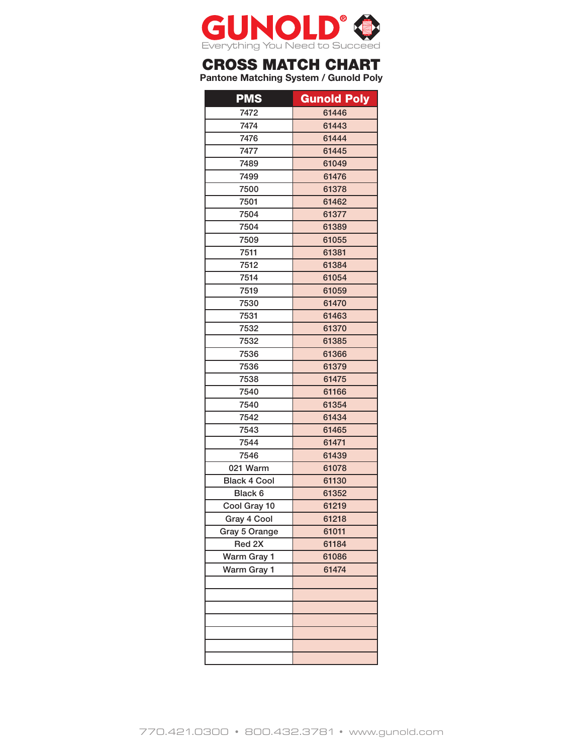GUNOLD®

Everything You Need to Succeed

# CROSS MATCH CHART

**Pantone Matching System / Gunold Poly**

| PMS | Gunold Poly |
|---|---|
| 7472 | 61446 |
| 7474 | 61443 |
| 7476 | 61444 |
| 7477 | 61445 |
| 7489 | 61049 |
| 7499 | 61476 |
| 7500 | 61378 |
| 7501 | 61462 |
| 7504 | 61377 |
| 7504 | 61389 |
| 7509 | 61055 |
| 7511 | 61381 |
| 7512 | 61384 |
| 7514 | 61054 |
| 7519 | 61059 |
| 7530 | 61470 |
| 7531 | 61463 |
| 7532 | 61370 |
| 7532 | 61385 |
| 7536 | 61366 |
| 7536 | 61379 |
| 7538 | 61475 |
| 7540 | 61166 |
| 7540 | 61354 |
| 7542 | 61434 |
| 7543 | 61465 |
| 7544 | 61471 |
| 7546 | 61439 |
| 021 Warm | 61078 |
| Black 4 Cool | 61130 |
| Black 6 | 61352 |
| Cool Gray 10 | 61219 |
| Gray 4 Cool | 61218 |
| Gray 5 Orange | 61011 |
| Red 2X | 61184 |
| Warm Gray 1 | 61086 |
| Warm Gray 1 | 61474 |
| | |
| | |
| | |
| | |
| | |
| | |
| | |

770.421.0300 • 800.432.3781 • www.gunold.com